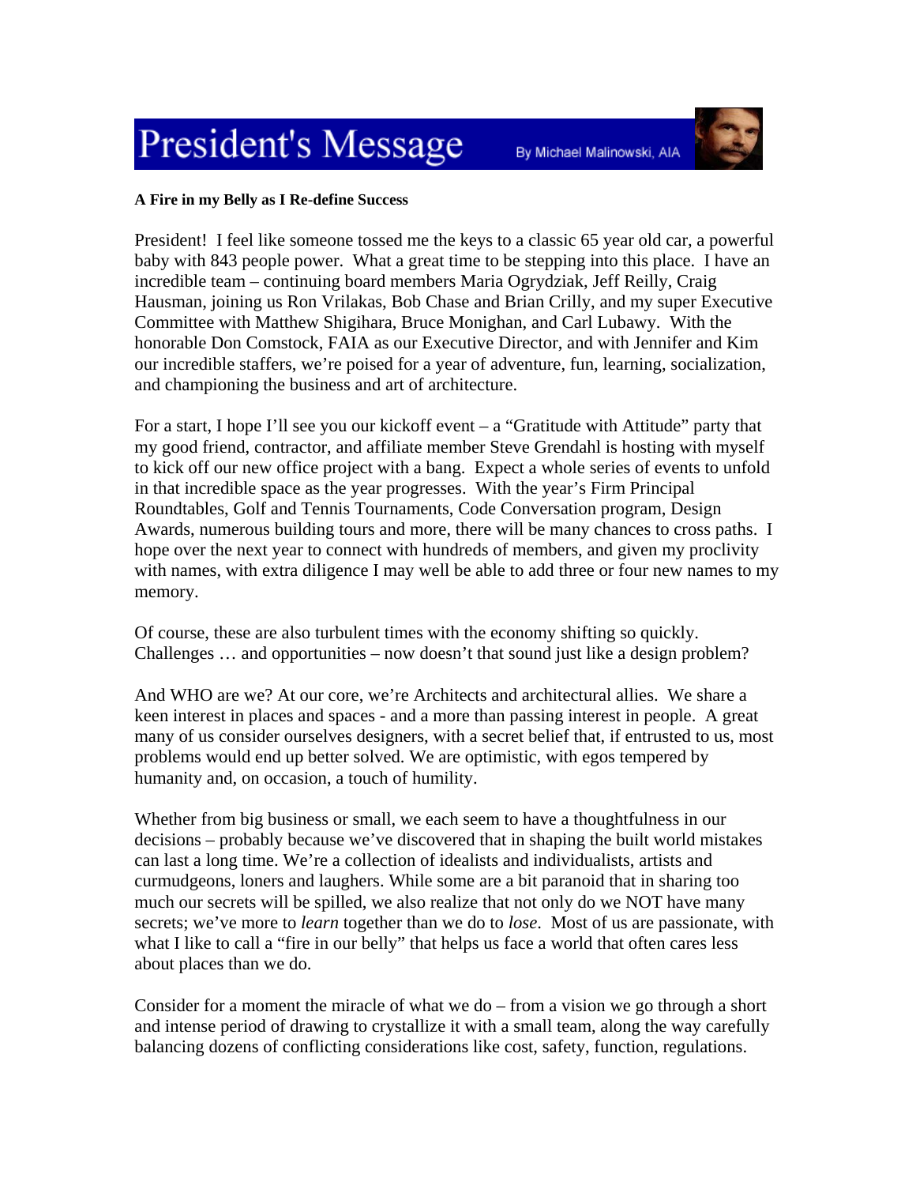# President's Message

By Michael Malinowski, AIA

**A Fire in my Belly as I Re-define Success**

President! I feel like someone tossed me the keys to a classic 65 year old car, a powerful baby with 843 people power. What a great time to be stepping into this place. I have an incredible team – continuing board members Maria Ogrydziak, Jeff Reilly, Craig Hausman, joining us Ron Vrilakas, Bob Chase and Brian Crilly, and my super Executive Committee with Matthew Shigihara, Bruce Monighan, and Carl Lubawy. With the honorable Don Comstock, FAIA as our Executive Director, and with Jennifer and Kim our incredible staffers, we're poised for a year of adventure, fun, learning, socialization, and championing the business and art of architecture.

For a start, I hope I'll see you our kickoff event – a "Gratitude with Attitude" party that my good friend, contractor, and affiliate member Steve Grendahl is hosting with myself to kick off our new office project with a bang. Expect a whole series of events to unfold in that incredible space as the year progresses. With the year's Firm Principal Roundtables, Golf and Tennis Tournaments, Code Conversation program, Design Awards, numerous building tours and more, there will be many chances to cross paths. I hope over the next year to connect with hundreds of members, and given my proclivity with names, with extra diligence I may well be able to add three or four new names to my memory.

Of course, these are also turbulent times with the economy shifting so quickly. Challenges … and opportunities – now doesn't that sound just like a design problem?

And WHO are we? At our core, we're Architects and architectural allies. We share a keen interest in places and spaces - and a more than passing interest in people. A great many of us consider ourselves designers, with a secret belief that, if entrusted to us, most problems would end up better solved. We are optimistic, with egos tempered by humanity and, on occasion, a touch of humility.

Whether from big business or small, we each seem to have a thoughtfulness in our decisions – probably because we've discovered that in shaping the built world mistakes can last a long time. We're a collection of idealists and individualists, artists and curmudgeons, loners and laughers. While some are a bit paranoid that in sharing too much our secrets will be spilled, we also realize that not only do we NOT have many secrets; we've more to *learn* together than we do to *lose*. Most of us are passionate, with what I like to call a "fire in our belly" that helps us face a world that often cares less about places than we do.

Consider for a moment the miracle of what we do – from a vision we go through a short and intense period of drawing to crystallize it with a small team, along the way carefully balancing dozens of conflicting considerations like cost, safety, function, regulations.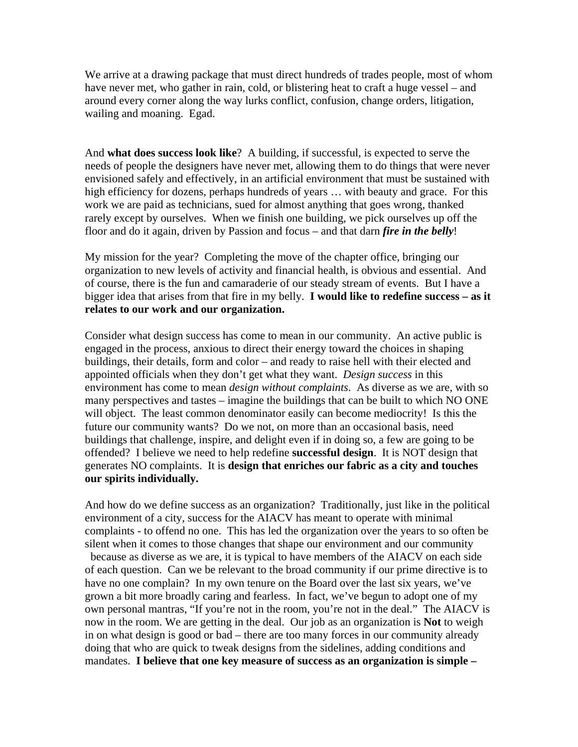We arrive at a drawing package that must direct hundreds of trades people, most of whom have never met, who gather in rain, cold, or blistering heat to craft a huge vessel – and around every corner along the way lurks conflict, confusion, change orders, litigation, wailing and moaning. Egad.

And **what does success look like**? A building, if successful, is expected to serve the needs of people the designers have never met, allowing them to do things that were never envisioned safely and effectively, in an artificial environment that must be sustained with high efficiency for dozens, perhaps hundreds of years … with beauty and grace. For this work we are paid as technicians, sued for almost anything that goes wrong, thanked rarely except by ourselves. When we finish one building, we pick ourselves up off the floor and do it again, driven by Passion and focus – and that darn ***fire in the belly***!

My mission for the year? Completing the move of the chapter office, bringing our organization to new levels of activity and financial health, is obvious and essential. And of course, there is the fun and camaraderie of our steady stream of events. But I have a bigger idea that arises from that fire in my belly. **I would like to redefine success – as it relates to our work and our organization.**

Consider what design success has come to mean in our community. An active public is engaged in the process, anxious to direct their energy toward the choices in shaping buildings, their details, form and color – and ready to raise hell with their elected and appointed officials when they don't get what they want. *Design success* in this environment has come to mean *design without complaints*. As diverse as we are, with so many perspectives and tastes – imagine the buildings that can be built to which NO ONE will object. The least common denominator easily can become mediocrity! Is this the future our community wants? Do we not, on more than an occasional basis, need buildings that challenge, inspire, and delight even if in doing so, a few are going to be offended? I believe we need to help redefine **successful design**. It is NOT design that generates NO complaints. It is **design that enriches our fabric as a city and touches our spirits individually.**

And how do we define success as an organization? Traditionally, just like in the political environment of a city, success for the AIACV has meant to operate with minimal complaints - to offend no one. This has led the organization over the years to so often be silent when it comes to those changes that shape our environment and our community because as diverse as we are, it is typical to have members of the AIACV on each side of each question. Can we be relevant to the broad community if our prime directive is to have no one complain? In my own tenure on the Board over the last six years, we've grown a bit more broadly caring and fearless. In fact, we've begun to adopt one of my own personal mantras, "If you're not in the room, you're not in the deal." The AIACV is now in the room. We are getting in the deal. Our job as an organization is **Not** to weigh in on what design is good or bad – there are too many forces in our community already doing that who are quick to tweak designs from the sidelines, adding conditions and mandates. **I believe that one key measure of success as an organization is simple –**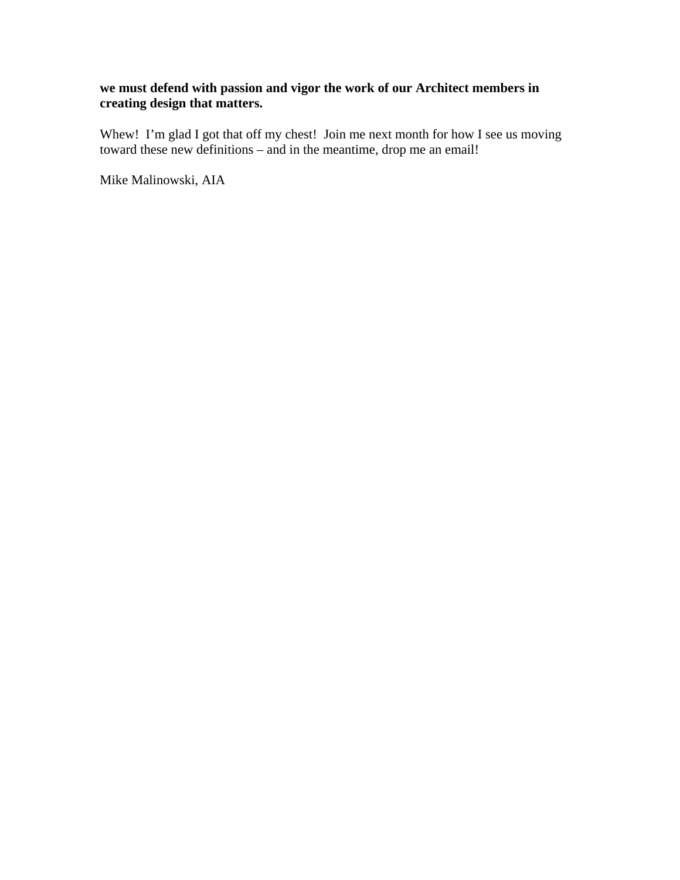**we must defend with passion and vigor the work of our Architect members in creating design that matters.**

Whew!  I'm glad I got that off my chest!  Join me next month for how I see us moving toward these new definitions – and in the meantime, drop me an email!

Mike Malinowski, AIA